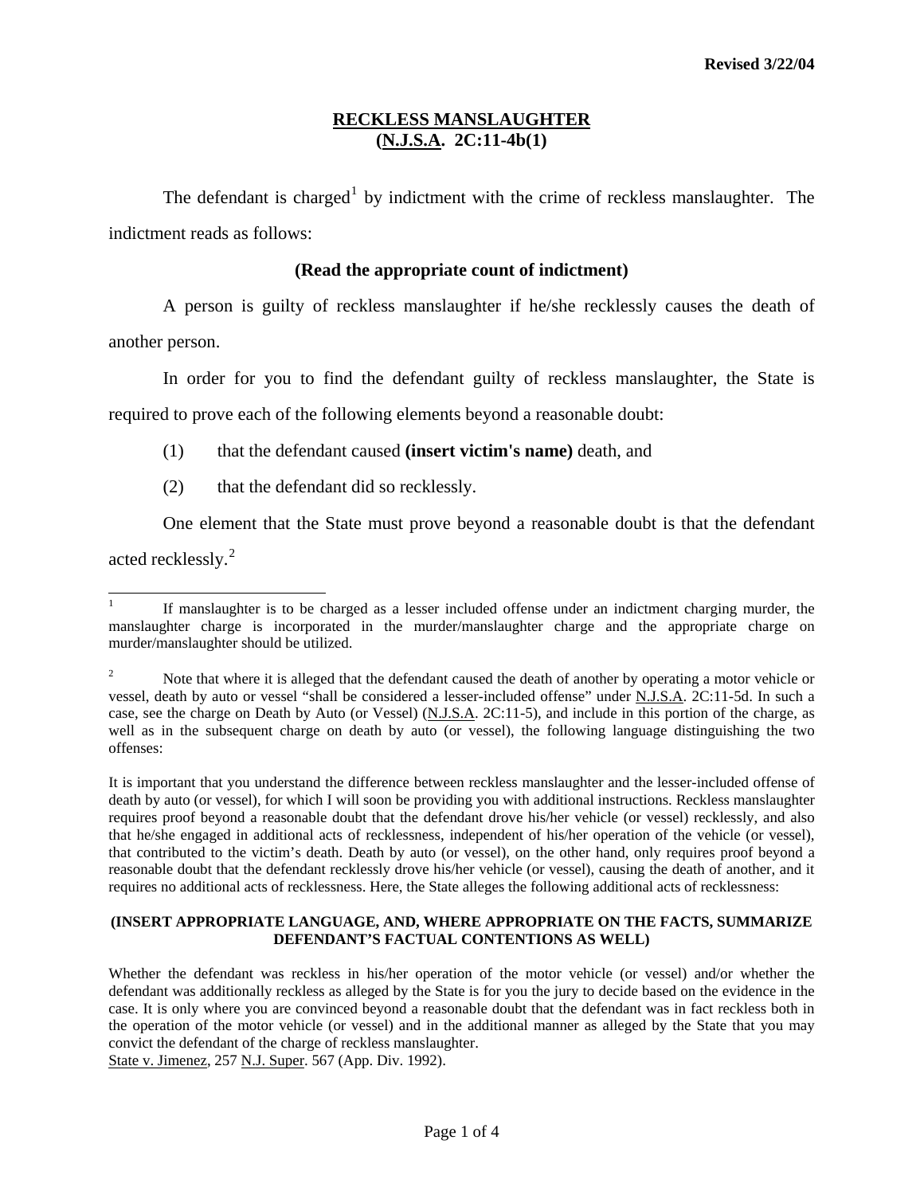Revised 3/22/04

# RECKLESS MANSLAUGHTER
## (N.J.S.A. 2C:11-4b(1)

The defendant is charged[1] by indictment with the crime of reckless manslaughter. The indictment reads as follows:

**(Read the appropriate count of indictment)**

A person is guilty of reckless manslaughter if he/she recklessly causes the death of another person.

In order for you to find the defendant guilty of reckless manslaughter, the State is required to prove each of the following elements beyond a reasonable doubt:

(1) that the defendant caused **(insert victim's name)** death, and

(2) that the defendant did so recklessly.

One element that the State must prove beyond a reasonable doubt is that the defendant acted recklessly.[2]

---

[1] If manslaughter is to be charged as a lesser included offense under an indictment charging murder, the manslaughter charge is incorporated in the murder/manslaughter charge and the appropriate charge on murder/manslaughter should be utilized.

[2] Note that where it is alleged that the defendant caused the death of another by operating a motor vehicle or vessel, death by auto or vessel "shall be considered a lesser-included offense" under N.J.S.A. 2C:11-5d. In such a case, see the charge on Death by Auto (or Vessel) (N.J.S.A. 2C:11-5), and include in this portion of the charge, as well as in the subsequent charge on death by auto (or vessel), the following language distinguishing the two offenses:

It is important that you understand the difference between reckless manslaughter and the lesser-included offense of death by auto (or vessel), for which I will soon be providing you with additional instructions. Reckless manslaughter requires proof beyond a reasonable doubt that the defendant drove his/her vehicle (or vessel) recklessly, and also that he/she engaged in additional acts of recklessness, independent of his/her operation of the vehicle (or vessel), that contributed to the victim's death. Death by auto (or vessel), on the other hand, only requires proof beyond a reasonable doubt that the defendant recklessly drove his/her vehicle (or vessel), causing the death of another, and it requires no additional acts of recklessness. Here, the State alleges the following additional acts of recklessness:

**(INSERT APPROPRIATE LANGUAGE, AND, WHERE APPROPRIATE ON THE FACTS, SUMMARIZE DEFENDANT'S FACTUAL CONTENTIONS AS WELL)**

Whether the defendant was reckless in his/her operation of the motor vehicle (or vessel) and/or whether the defendant was additionally reckless as alleged by the State is for you the jury to decide based on the evidence in the case. It is only where you are convinced beyond a reasonable doubt that the defendant was in fact reckless both in the operation of the motor vehicle (or vessel) and in the additional manner as alleged by the State that you may convict the defendant of the charge of reckless manslaughter.
State v. Jimenez, 257 N.J. Super. 567 (App. Div. 1992).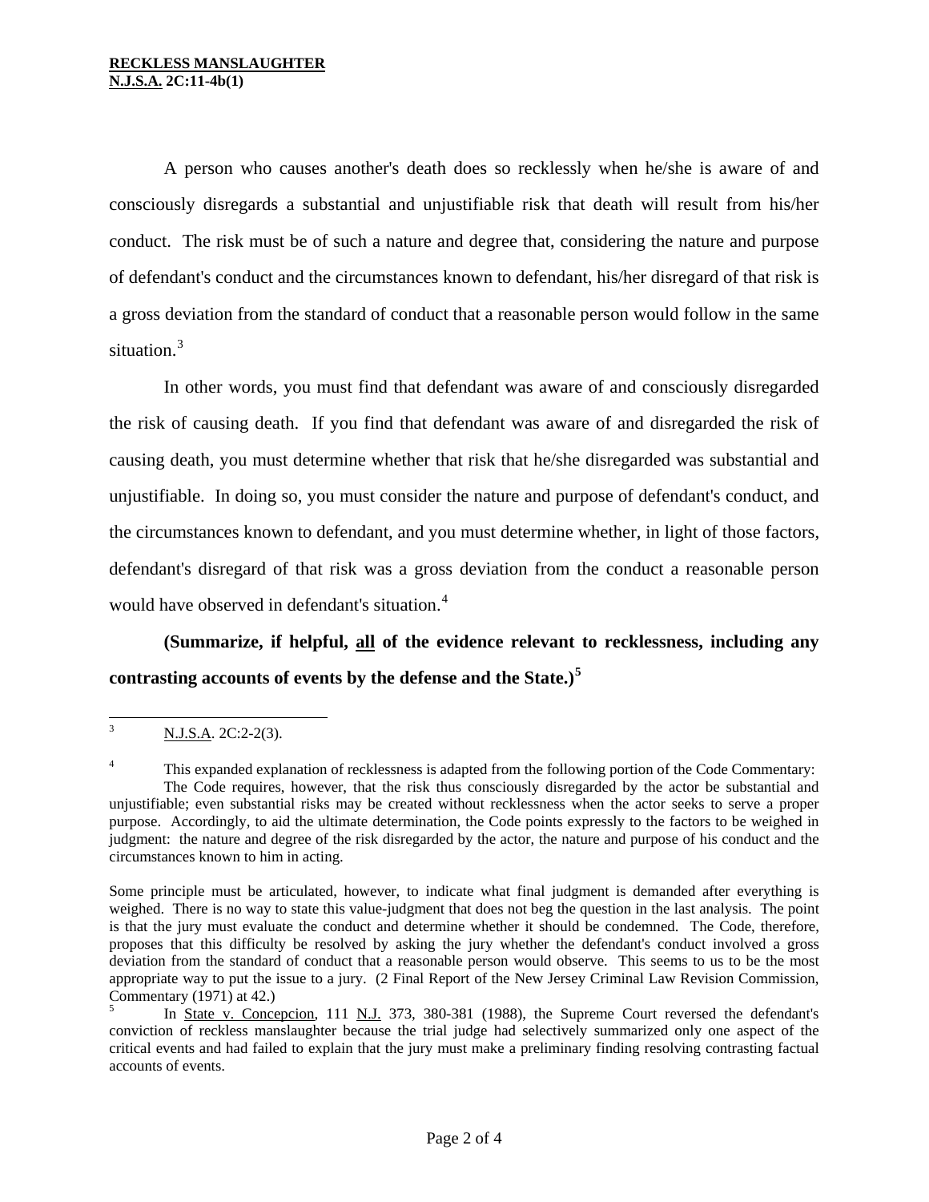A person who causes another's death does so recklessly when he/she is aware of and consciously disregards a substantial and unjustifiable risk that death will result from his/her conduct. The risk must be of such a nature and degree that, considering the nature and purpose of defendant's conduct and the circumstances known to defendant, his/her disregard of that risk is a gross deviation from the standard of conduct that a reasonable person would follow in the same situation.[3]

In other words, you must find that defendant was aware of and consciously disregarded the risk of causing death. If you find that defendant was aware of and disregarded the risk of causing death, you must determine whether that risk that he/she disregarded was substantial and unjustifiable. In doing so, you must consider the nature and purpose of defendant's conduct, and the circumstances known to defendant, and you must determine whether, in light of those factors, defendant's disregard of that risk was a gross deviation from the conduct a reasonable person would have observed in defendant's situation.[4]

**(Summarize, if helpful, <u>all</u> of the evidence relevant to recklessness, including any contrasting accounts of events by the defense and the State.)[5]**

---

[3] N.J.S.A. 2C:2-2(3).

[4] This expanded explanation of recklessness is adapted from the following portion of the Code Commentary:
The Code requires, however, that the risk thus consciously disregarded by the actor be substantial and unjustifiable; even substantial risks may be created without recklessness when the actor seeks to serve a proper purpose. Accordingly, to aid the ultimate determination, the Code points expressly to the factors to be weighed in judgment: the nature and degree of the risk disregarded by the actor, the nature and purpose of his conduct and the circumstances known to him in acting.

Some principle must be articulated, however, to indicate what final judgment is demanded after everything is weighed. There is no way to state this value-judgment that does not beg the question in the last analysis. The point is that the jury must evaluate the conduct and determine whether it should be condemned. The Code, therefore, proposes that this difficulty be resolved by asking the jury whether the defendant's conduct involved a gross deviation from the standard of conduct that a reasonable person would observe. This seems to us to be the most appropriate way to put the issue to a jury. (2 Final Report of the New Jersey Criminal Law Revision Commission, Commentary (1971) at 42.)

[5] In State v. Concepcion, 111 N.J. 373, 380-381 (1988), the Supreme Court reversed the defendant's conviction of reckless manslaughter because the trial judge had selectively summarized only one aspect of the critical events and had failed to explain that the jury must make a preliminary finding resolving contrasting factual accounts of events.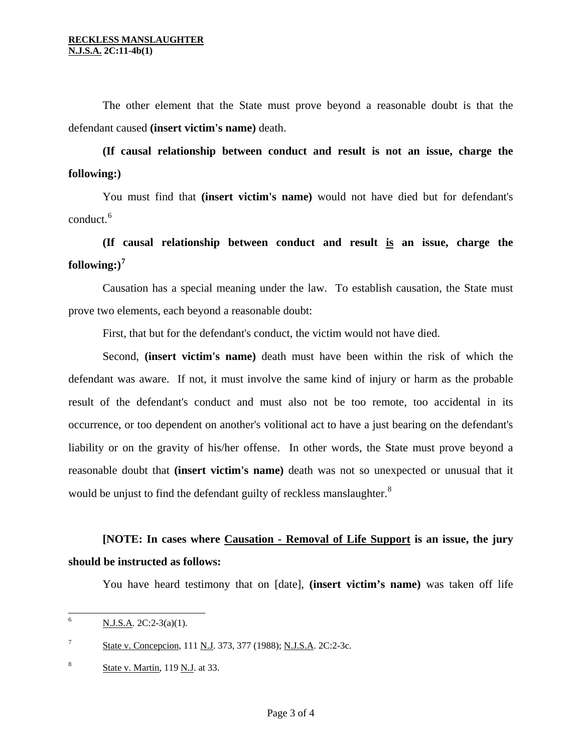The other element that the State must prove beyond a reasonable doubt is that the defendant caused **(insert victim's name)** death.

**(If causal relationship between conduct and result is not an issue, charge the following:)**

You must find that **(insert victim's name)** would not have died but for defendant's conduct.[6]

**(If causal relationship between conduct and result <u>is</u> an issue, charge the following:)[7]**

Causation has a special meaning under the law. To establish causation, the State must prove two elements, each beyond a reasonable doubt:

First, that but for the defendant's conduct, the victim would not have died.

Second, **(insert victim's name)** death must have been within the risk of which the defendant was aware. If not, it must involve the same kind of injury or harm as the probable result of the defendant's conduct and must also not be too remote, too accidental in its occurrence, or too dependent on another's volitional act to have a just bearing on the defendant's liability or on the gravity of his/her offense. In other words, the State must prove beyond a reasonable doubt that **(insert victim's name)** death was not so unexpected or unusual that it would be unjust to find the defendant guilty of reckless manslaughter.[8]

**[NOTE: In cases where <u>Causation - Removal of Life Support</u> is an issue, the jury should be instructed as follows:**

You have heard testimony that on [date], **(insert victim's name)** was taken off life

---

[6] <u>N.J.S.A</u>. 2C:2-3(a)(1).

[7] <u>State v. Concepcion</u>, 111 <u>N.J</u>. 373, 377 (1988); <u>N.J.S.A</u>. 2C:2-3c.

[8] <u>State v. Martin</u>, 119 <u>N.J</u>. at 33.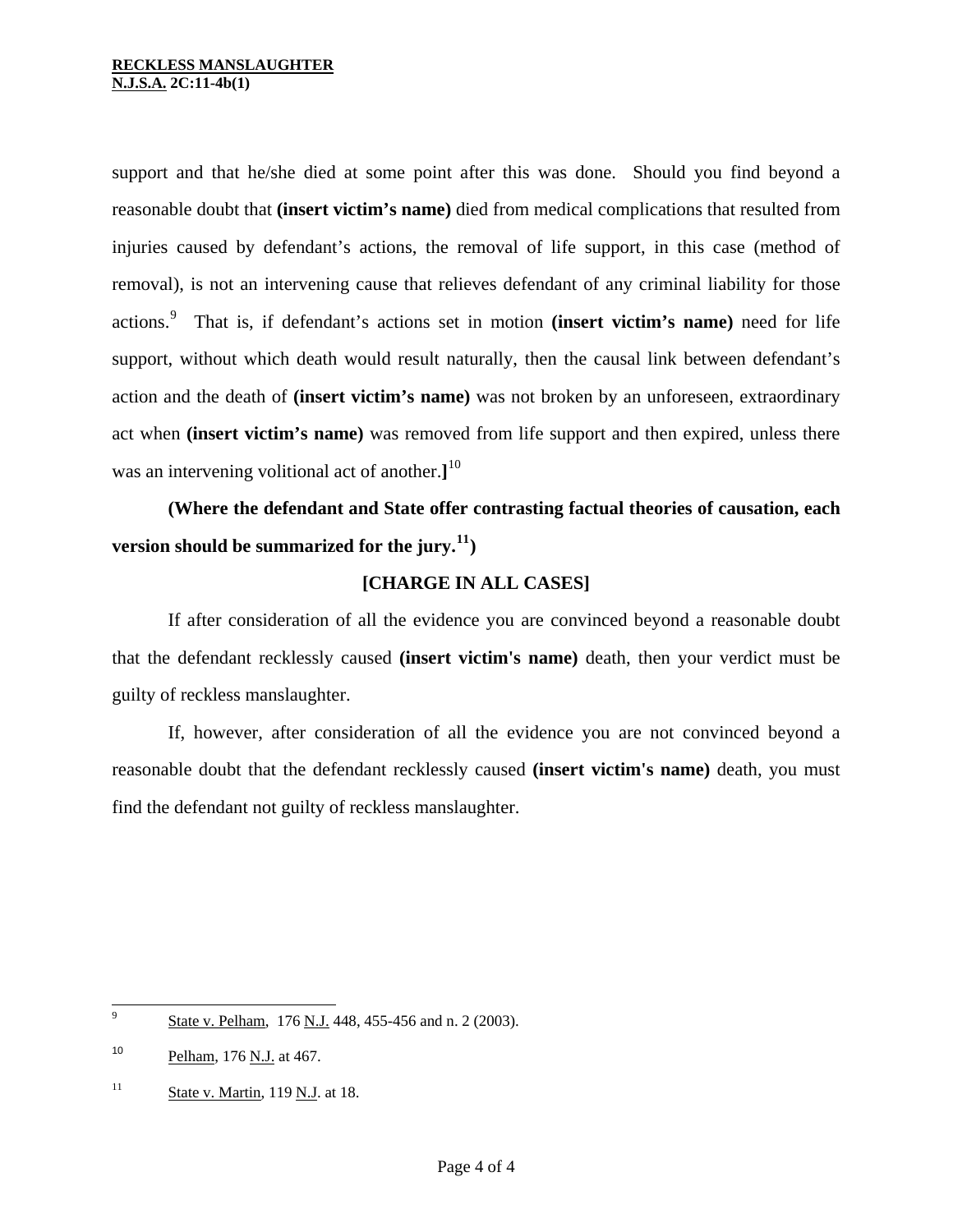support and that he/she died at some point after this was done. Should you find beyond a reasonable doubt that **(insert victim's name)** died from medical complications that resulted from injuries caused by defendant's actions, the removal of life support, in this case (method of removal), is not an intervening cause that relieves defendant of any criminal liability for those actions.[9] That is, if defendant's actions set in motion **(insert victim's name)** need for life support, without which death would result naturally, then the causal link between defendant's action and the death of **(insert victim's name)** was not broken by an unforeseen, extraordinary act when **(insert victim's name)** was removed from life support and then expired, unless there was an intervening volitional act of another.**]**[10]

**(Where the defendant and State offer contrasting factual theories of causation, each version should be summarized for the jury.[11])**

**[CHARGE IN ALL CASES]**

If after consideration of all the evidence you are convinced beyond a reasonable doubt that the defendant recklessly caused **(insert victim's name)** death, then your verdict must be guilty of reckless manslaughter.

If, however, after consideration of all the evidence you are not convinced beyond a reasonable doubt that the defendant recklessly caused **(insert victim's name)** death, you must find the defendant not guilty of reckless manslaughter.

---

[9] State v. Pelham, 176 N.J. 448, 455-456 and n. 2 (2003).

[10] Pelham, 176 N.J. at 467.

[11] State v. Martin, 119 N.J. at 18.